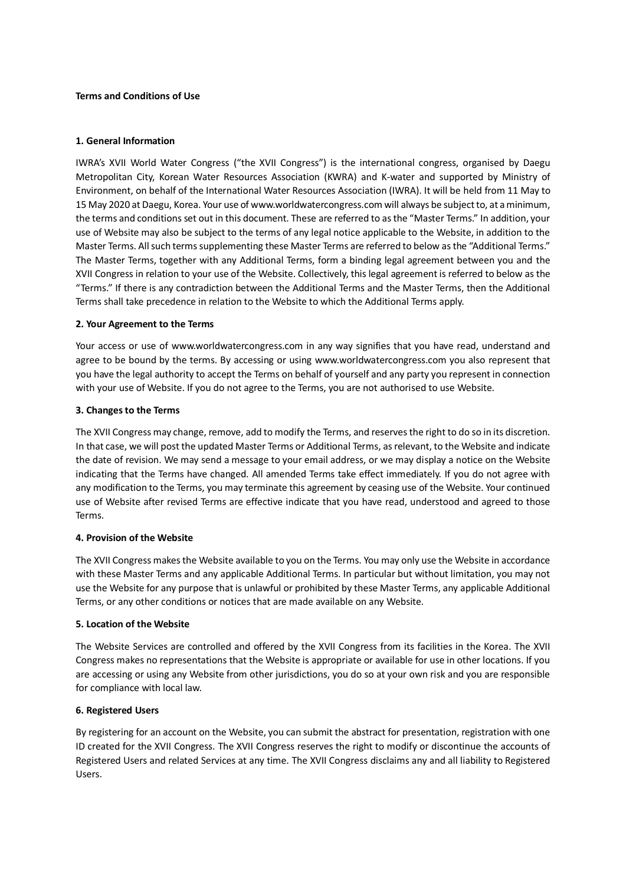**Terms and Conditions of Use**

**1. General Information**

IWRA's XVII World Water Congress ("the XVII Congress") is the international congress, organised by Daegu Metropolitan City, Korean Water Resources Association (KWRA) and K-water and supported by Ministry of Environment, on behalf of the International Water Resources Association (IWRA). It will be held from 11 May to 15 May 2020 at Daegu, Korea. Your use of www.worldwatercongress.com will always be subject to, at a minimum, the terms and conditions set out in this document. These are referred to as the "Master Terms." In addition, your use of Website may also be subject to the terms of any legal notice applicable to the Website, in addition to the Master Terms. All such terms supplementing these Master Terms are referred to below as the "Additional Terms." The Master Terms, together with any Additional Terms, form a binding legal agreement between you and the XVII Congress in relation to your use of the Website. Collectively, this legal agreement is referred to below as the "Terms." If there is any contradiction between the Additional Terms and the Master Terms, then the Additional Terms shall take precedence in relation to the Website to which the Additional Terms apply.

**2. Your Agreement to the Terms**

Your access or use of www.worldwatercongress.com in any way signifies that you have read, understand and agree to be bound by the terms. By accessing or using www.worldwatercongress.com you also represent that you have the legal authority to accept the Terms on behalf of yourself and any party you represent in connection with your use of Website. If you do not agree to the Terms, you are not authorised to use Website.

**3. Changes to the Terms**

The XVII Congress may change, remove, add to modify the Terms, and reserves the right to do so in its discretion. In that case, we will post the updated Master Terms or Additional Terms, as relevant, to the Website and indicate the date of revision. We may send a message to your email address, or we may display a notice on the Website indicating that the Terms have changed. All amended Terms take effect immediately. If you do not agree with any modification to the Terms, you may terminate this agreement by ceasing use of the Website. Your continued use of Website after revised Terms are effective indicate that you have read, understood and agreed to those Terms.

**4. Provision of the Website**

The XVII Congress makes the Website available to you on the Terms. You may only use the Website in accordance with these Master Terms and any applicable Additional Terms. In particular but without limitation, you may not use the Website for any purpose that is unlawful or prohibited by these Master Terms, any applicable Additional Terms, or any other conditions or notices that are made available on any Website.

**5. Location of the Website**

The Website Services are controlled and offered by the XVII Congress from its facilities in the Korea. The XVII Congress makes no representations that the Website is appropriate or available for use in other locations. If you are accessing or using any Website from other jurisdictions, you do so at your own risk and you are responsible for compliance with local law.

**6. Registered Users**

By registering for an account on the Website, you can submit the abstract for presentation, registration with one ID created for the XVII Congress. The XVII Congress reserves the right to modify or discontinue the accounts of Registered Users and related Services at any time. The XVII Congress disclaims any and all liability to Registered Users.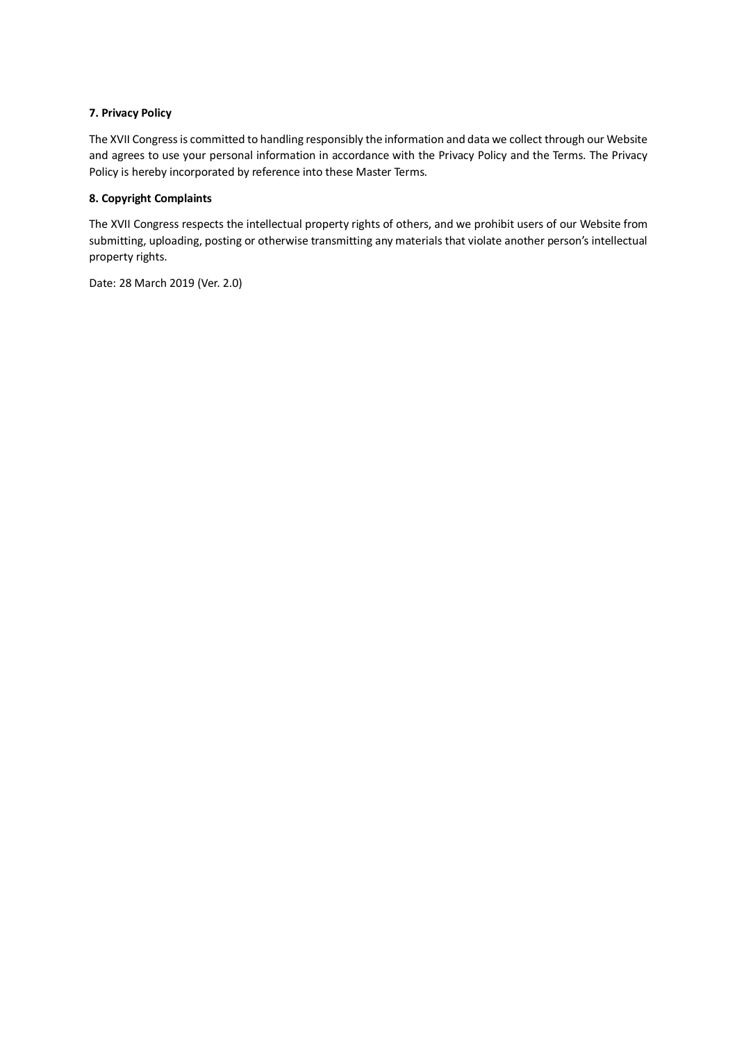**7. Privacy Policy**

The XVII Congress is committed to handling responsibly the information and data we collect through our Website and agrees to use your personal information in accordance with the Privacy Policy and the Terms. The Privacy Policy is hereby incorporated by reference into these Master Terms.

**8. Copyright Complaints**

The XVII Congress respects the intellectual property rights of others, and we prohibit users of our Website from submitting, uploading, posting or otherwise transmitting any materials that violate another person's intellectual property rights.

Date: 28 March 2019 (Ver. 2.0)